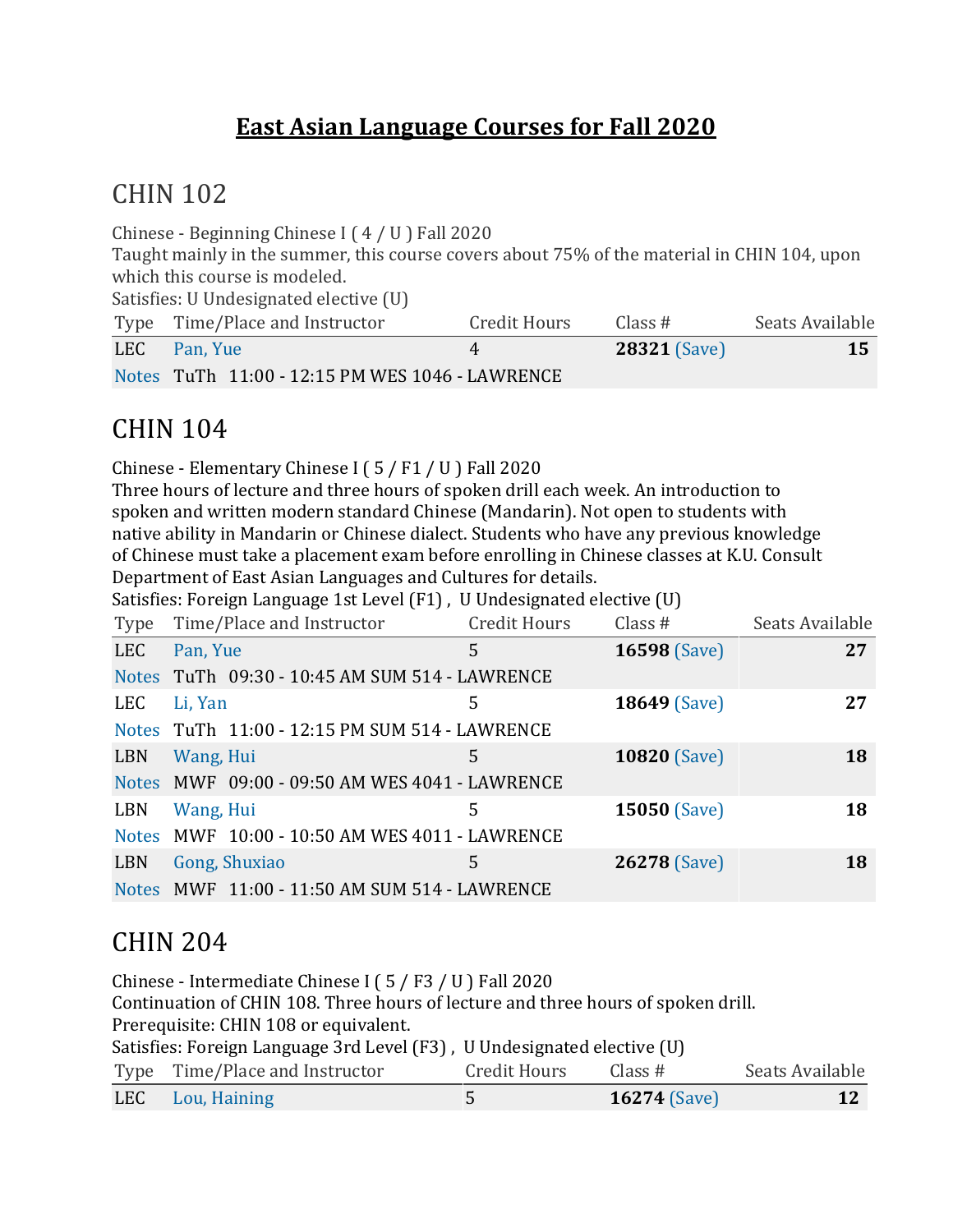# East Asian Language Courses for Fall 2020

## CHIN 102

Chinese - Beginning Chinese I ( 4 / U ) Fall 2020
Taught mainly in the summer, this course covers about 75% of the material in CHIN 104, upon which this course is modeled.
Satisfies: U Undesignated elective (U)

| Type | Time/Place and Instructor | Credit Hours | Class # | Seats Available |
|---|---|---|---|---|
| LEC | Pan, Yue | 4 | **28321** (Save) | **15** |
| Notes | TuTh 11:00 - 12:15 PM WES 1046 - LAWRENCE | | | |

## CHIN 104

Chinese - Elementary Chinese I ( 5 / F1 / U ) Fall 2020
Three hours of lecture and three hours of spoken drill each week. An introduction to spoken and written modern standard Chinese (Mandarin). Not open to students with native ability in Mandarin or Chinese dialect. Students who have any previous knowledge of Chinese must take a placement exam before enrolling in Chinese classes at K.U. Consult Department of East Asian Languages and Cultures for details.
Satisfies: Foreign Language 1st Level (F1) , U Undesignated elective (U)

| Type | Time/Place and Instructor | Credit Hours | Class # | Seats Available |
|---|---|---|---|---|
| LEC | Pan, Yue | 5 | **16598** (Save) | **27** |
| Notes | TuTh 09:30 - 10:45 AM SUM 514 - LAWRENCE | | | |
| LEC | Li, Yan | 5 | **18649** (Save) | **27** |
| Notes | TuTh 11:00 - 12:15 PM SUM 514 - LAWRENCE | | | |
| LBN | Wang, Hui | 5 | **10820** (Save) | **18** |
| Notes | MWF 09:00 - 09:50 AM WES 4041 - LAWRENCE | | | |
| LBN | Wang, Hui | 5 | **15050** (Save) | **18** |
| Notes | MWF 10:00 - 10:50 AM WES 4011 - LAWRENCE | | | |
| LBN | Gong, Shuxiao | 5 | **26278** (Save) | **18** |
| Notes | MWF 11:00 - 11:50 AM SUM 514 - LAWRENCE | | | |

## CHIN 204

Chinese - Intermediate Chinese I ( 5 / F3 / U ) Fall 2020
Continuation of CHIN 108. Three hours of lecture and three hours of spoken drill.
Prerequisite: CHIN 108 or equivalent.
Satisfies: Foreign Language 3rd Level (F3) , U Undesignated elective (U)

| Type | Time/Place and Instructor | Credit Hours | Class # | Seats Available |
|---|---|---|---|---|
| LEC | Lou, Haining | 5 | **16274** (Save) | **12** |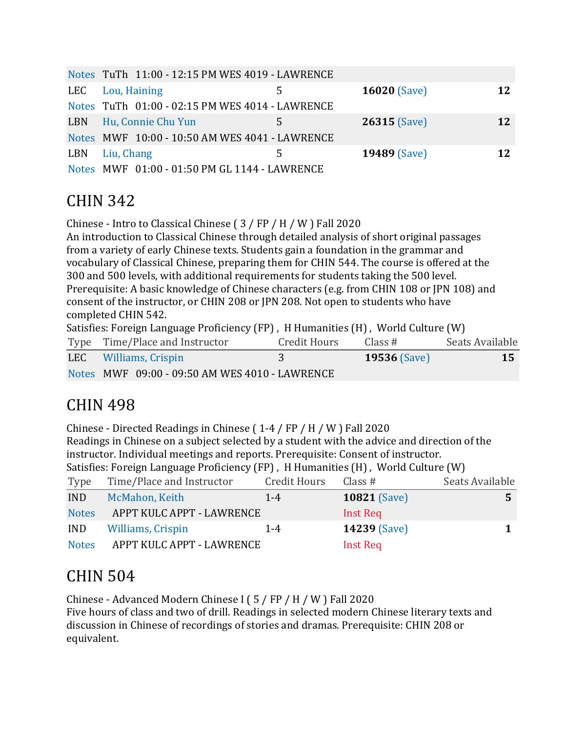| Type | Time/Place and Instructor | Credit Hours | Class # | Seats Available |
|---|---|---|---|---|
| Notes | TuTh 11:00 - 12:15 PM WES 4019 - LAWRENCE | | | |
| LEC | Lou, Haining | 5 | **16020** (Save) | **12** |
| Notes | TuTh 01:00 - 02:15 PM WES 4014 - LAWRENCE | | | |
| LBN | Hu, Connie Chu Yun | 5 | **26315** (Save) | **12** |
| Notes | MWF 10:00 - 10:50 AM WES 4041 - LAWRENCE | | | |
| LBN | Liu, Chang | 5 | **19489** (Save) | **12** |
| Notes | MWF 01:00 - 01:50 PM GL 1144 - LAWRENCE | | | |

## CHIN 342

Chinese - Intro to Classical Chinese ( 3 / FP / H / W ) Fall 2020
An introduction to Classical Chinese through detailed analysis of short original passages from a variety of early Chinese texts. Students gain a foundation in the grammar and vocabulary of Classical Chinese, preparing them for CHIN 544. The course is offered at the 300 and 500 levels, with additional requirements for students taking the 500 level. Prerequisite: A basic knowledge of Chinese characters (e.g. from CHIN 108 or JPN 108) and consent of the instructor, or CHIN 208 or JPN 208. Not open to students who have completed CHIN 542.
Satisfies: Foreign Language Proficiency (FP) , H Humanities (H) , World Culture (W)

| Type | Time/Place and Instructor | Credit Hours | Class # | Seats Available |
|---|---|---|---|---|
| LEC | Williams, Crispin | 3 | **19536** (Save) | **15** |
| Notes | MWF 09:00 - 09:50 AM WES 4010 - LAWRENCE | | | |

## CHIN 498

Chinese - Directed Readings in Chinese ( 1-4 / FP / H / W ) Fall 2020
Readings in Chinese on a subject selected by a student with the advice and direction of the instructor. Individual meetings and reports. Prerequisite: Consent of instructor.
Satisfies: Foreign Language Proficiency (FP) , H Humanities (H) , World Culture (W)

| Type | Time/Place and Instructor | Credit Hours | Class # | Seats Available |
|---|---|---|---|---|
| IND | McMahon, Keith | 1-4 | **10821** (Save) | **5** |
| Notes | APPT KULC APPT - LAWRENCE | | Inst Req | |
| IND | Williams, Crispin | 1-4 | **14239** (Save) | **1** |
| Notes | APPT KULC APPT - LAWRENCE | | Inst Req | |

## CHIN 504

Chinese - Advanced Modern Chinese I ( 5 / FP / H / W ) Fall 2020
Five hours of class and two of drill. Readings in selected modern Chinese literary texts and discussion in Chinese of recordings of stories and dramas. Prerequisite: CHIN 208 or equivalent.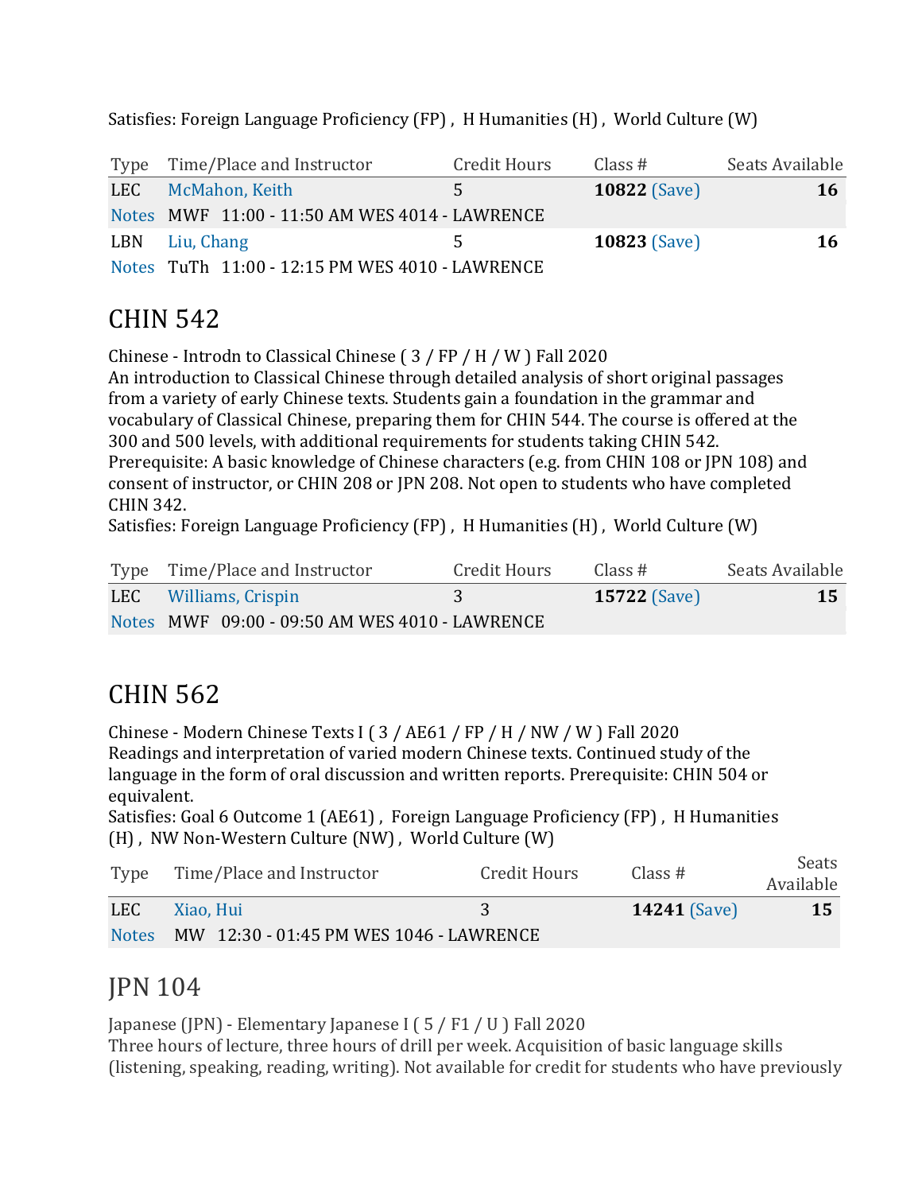Satisfies: Foreign Language Proficiency (FP) , H Humanities (H) , World Culture (W)

| Type | Time/Place and Instructor | Credit Hours | Class # | Seats Available |
|---|---|---|---|---|
| LEC | McMahon, Keith | 5 | **10822** (Save) | **16** |
| Notes | MWF 11:00 - 11:50 AM WES 4014 - LAWRENCE | | | |
| LBN | Liu, Chang | 5 | **10823** (Save) | **16** |
| Notes | TuTh 11:00 - 12:15 PM WES 4010 - LAWRENCE | | | |

## CHIN 542

Chinese - Introdn to Classical Chinese ( 3 / FP / H / W ) Fall 2020
An introduction to Classical Chinese through detailed analysis of short original passages from a variety of early Chinese texts. Students gain a foundation in the grammar and vocabulary of Classical Chinese, preparing them for CHIN 544. The course is offered at the 300 and 500 levels, with additional requirements for students taking CHIN 542. Prerequisite: A basic knowledge of Chinese characters (e.g. from CHIN 108 or JPN 108) and consent of instructor, or CHIN 208 or JPN 208. Not open to students who have completed CHIN 342.
Satisfies: Foreign Language Proficiency (FP) , H Humanities (H) , World Culture (W)

| Type | Time/Place and Instructor | Credit Hours | Class # | Seats Available |
|---|---|---|---|---|
| LEC | Williams, Crispin | 3 | **15722** (Save) | **15** |
| Notes | MWF 09:00 - 09:50 AM WES 4010 - LAWRENCE | | | |

## CHIN 562

Chinese - Modern Chinese Texts I ( 3 / AE61 / FP / H / NW / W ) Fall 2020
Readings and interpretation of varied modern Chinese texts. Continued study of the language in the form of oral discussion and written reports. Prerequisite: CHIN 504 or equivalent.
Satisfies: Goal 6 Outcome 1 (AE61) , Foreign Language Proficiency (FP) , H Humanities (H) , NW Non-Western Culture (NW) , World Culture (W)

| Type | Time/Place and Instructor | Credit Hours | Class # | Seats Available |
|---|---|---|---|---|
| LEC | Xiao, Hui | 3 | **14241** (Save) | **15** |
| Notes | MW 12:30 - 01:45 PM WES 1046 - LAWRENCE | | | |

## JPN 104

Japanese (JPN) - Elementary Japanese I ( 5 / F1 / U ) Fall 2020
Three hours of lecture, three hours of drill per week. Acquisition of basic language skills (listening, speaking, reading, writing). Not available for credit for students who have previously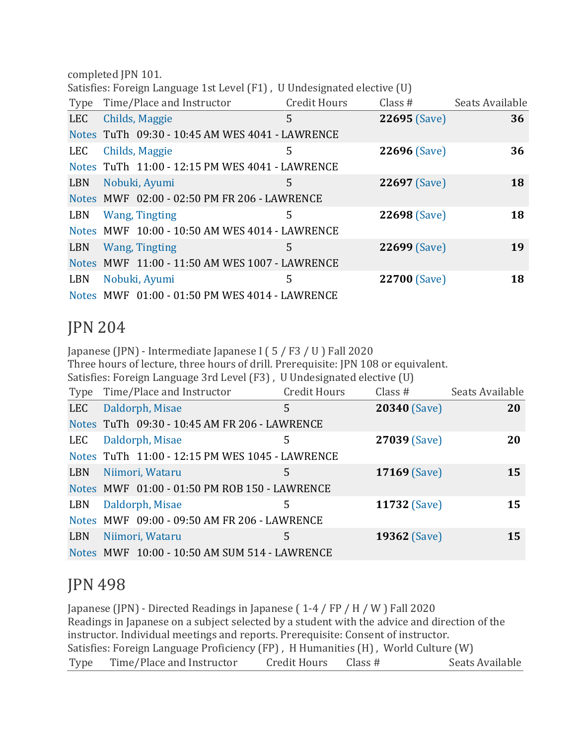completed JPN 101.
Satisfies: Foreign Language 1st Level (F1) , U Undesignated elective (U)

| Type | Time/Place and Instructor | Credit Hours | Class # | Seats Available |
|---|---|---|---|---|
| LEC | Childs, Maggie | 5 | **22695** (Save) | **36** |
| Notes | TuTh 09:30 - 10:45 AM WES 4041 - LAWRENCE | | | |
| LEC | Childs, Maggie | 5 | **22696** (Save) | **36** |
| Notes | TuTh 11:00 - 12:15 PM WES 4041 - LAWRENCE | | | |
| LBN | Nobuki, Ayumi | 5 | **22697** (Save) | **18** |
| Notes | MWF 02:00 - 02:50 PM FR 206 - LAWRENCE | | | |
| LBN | Wang, Tingting | 5 | **22698** (Save) | **18** |
| Notes | MWF 10:00 - 10:50 AM WES 4014 - LAWRENCE | | | |
| LBN | Wang, Tingting | 5 | **22699** (Save) | **19** |
| Notes | MWF 11:00 - 11:50 AM WES 1007 - LAWRENCE | | | |
| LBN | Nobuki, Ayumi | 5 | **22700** (Save) | **18** |
| Notes | MWF 01:00 - 01:50 PM WES 4014 - LAWRENCE | | | |

# JPN 204

Japanese (JPN) - Intermediate Japanese I ( 5 / F3 / U ) Fall 2020
Three hours of lecture, three hours of drill. Prerequisite: JPN 108 or equivalent.
Satisfies: Foreign Language 3rd Level (F3) , U Undesignated elective (U)

| Type | Time/Place and Instructor | Credit Hours | Class # | Seats Available |
|---|---|---|---|---|
| LEC | Daldorph, Misae | 5 | **20340** (Save) | **20** |
| Notes | TuTh 09:30 - 10:45 AM FR 206 - LAWRENCE | | | |
| LEC | Daldorph, Misae | 5 | **27039** (Save) | **20** |
| Notes | TuTh 11:00 - 12:15 PM WES 1045 - LAWRENCE | | | |
| LBN | Niimori, Wataru | 5 | **17169** (Save) | **15** |
| Notes | MWF 01:00 - 01:50 PM ROB 150 - LAWRENCE | | | |
| LBN | Daldorph, Misae | 5 | **11732** (Save) | **15** |
| Notes | MWF 09:00 - 09:50 AM FR 206 - LAWRENCE | | | |
| LBN | Niimori, Wataru | 5 | **19362** (Save) | **15** |
| Notes | MWF 10:00 - 10:50 AM SUM 514 - LAWRENCE | | | |

# JPN 498

Japanese (JPN) - Directed Readings in Japanese ( 1-4 / FP / H / W ) Fall 2020
Readings in Japanese on a subject selected by a student with the advice and direction of the instructor. Individual meetings and reports. Prerequisite: Consent of instructor.
Satisfies: Foreign Language Proficiency (FP) , H Humanities (H) , World Culture (W)

| Type | Time/Place and Instructor | Credit Hours | Class # | Seats Available |
|---|---|---|---|---|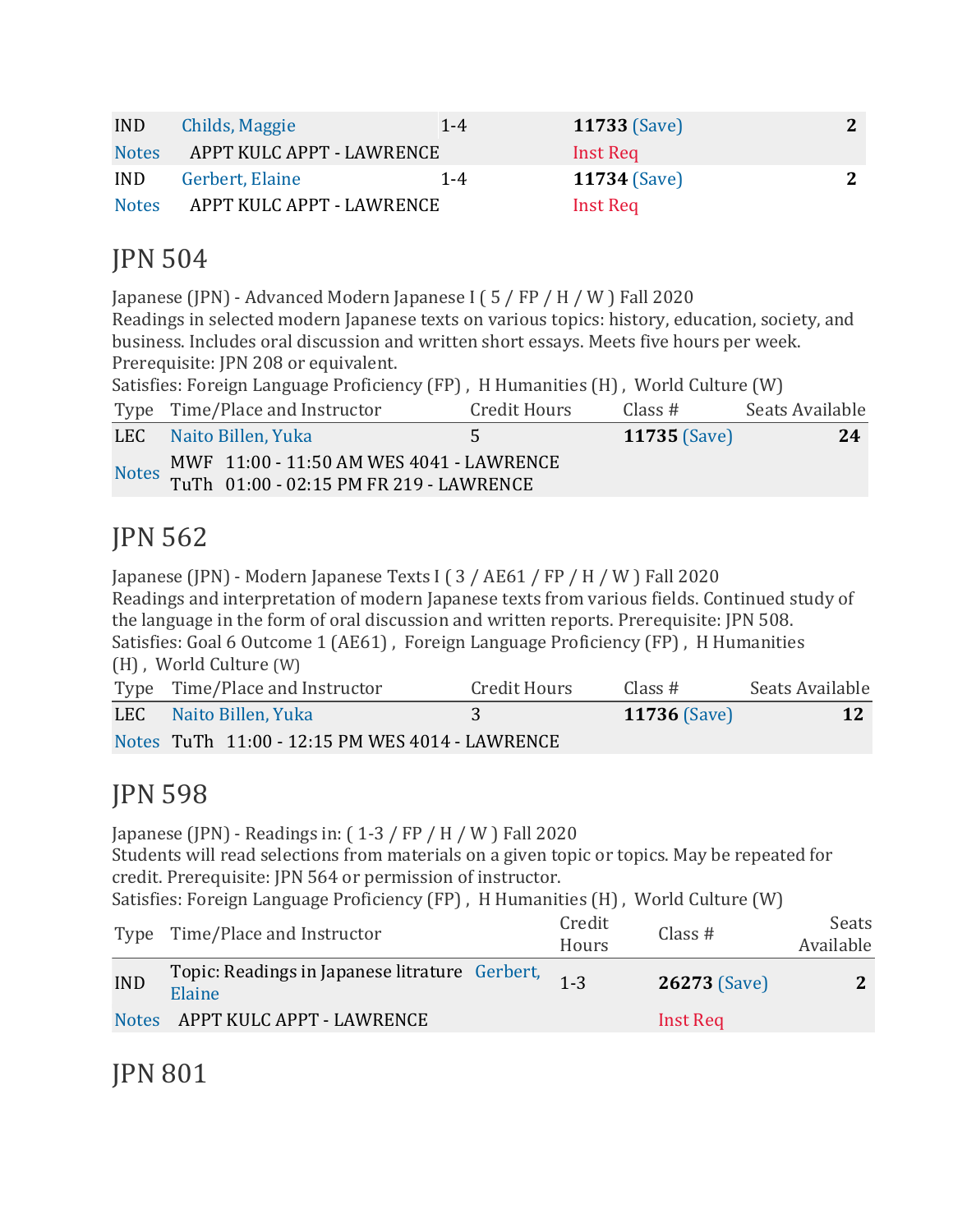| IND | Childs, Maggie | 1-4 | **11733** (Save) | **2** |
|---|---|---|---|---|
| Notes | APPT KULC APPT - LAWRENCE | | Inst Req | |
| IND | Gerbert, Elaine | 1-4 | **11734** (Save) | **2** |
| Notes | APPT KULC APPT - LAWRENCE | | Inst Req | |

# JPN 504

Japanese (JPN) - Advanced Modern Japanese I ( 5 / FP / H / W ) Fall 2020
Readings in selected modern Japanese texts on various topics: history, education, society, and business. Includes oral discussion and written short essays. Meets five hours per week. Prerequisite: JPN 208 or equivalent.
Satisfies: Foreign Language Proficiency (FP) , H Humanities (H) , World Culture (W)

| Type | Time/Place and Instructor | Credit Hours | Class # | Seats Available |
|---|---|---|---|---|
| LEC | Naito Billen, Yuka | 5 | **11735** (Save) | **24** |
| Notes | MWF 11:00 - 11:50 AM WES 4041 - LAWRENCE<br>TuTh 01:00 - 02:15 PM FR 219 - LAWRENCE | | | |

# JPN 562

Japanese (JPN) - Modern Japanese Texts I ( 3 / AE61 / FP / H / W ) Fall 2020
Readings and interpretation of modern Japanese texts from various fields. Continued study of the language in the form of oral discussion and written reports. Prerequisite: JPN 508.
Satisfies: Goal 6 Outcome 1 (AE61) , Foreign Language Proficiency (FP) , H Humanities (H) , World Culture (W)

| Type | Time/Place and Instructor | Credit Hours | Class # | Seats Available |
|---|---|---|---|---|
| LEC | Naito Billen, Yuka | 3 | **11736** (Save) | **12** |
| Notes | TuTh 11:00 - 12:15 PM WES 4014 - LAWRENCE | | | |

# JPN 598

Japanese (JPN) - Readings in: ( 1-3 / FP / H / W ) Fall 2020
Students will read selections from materials on a given topic or topics. May be repeated for credit. Prerequisite: JPN 564 or permission of instructor.
Satisfies: Foreign Language Proficiency (FP) , H Humanities (H) , World Culture (W)

| Type | Time/Place and Instructor | Credit Hours | Class # | Seats Available |
|---|---|---|---|---|
| IND | Topic: Readings in Japanese litrature Gerbert, Elaine | 1-3 | **26273** (Save) | **2** |
| Notes | APPT KULC APPT - LAWRENCE | | Inst Req | |

# JPN 801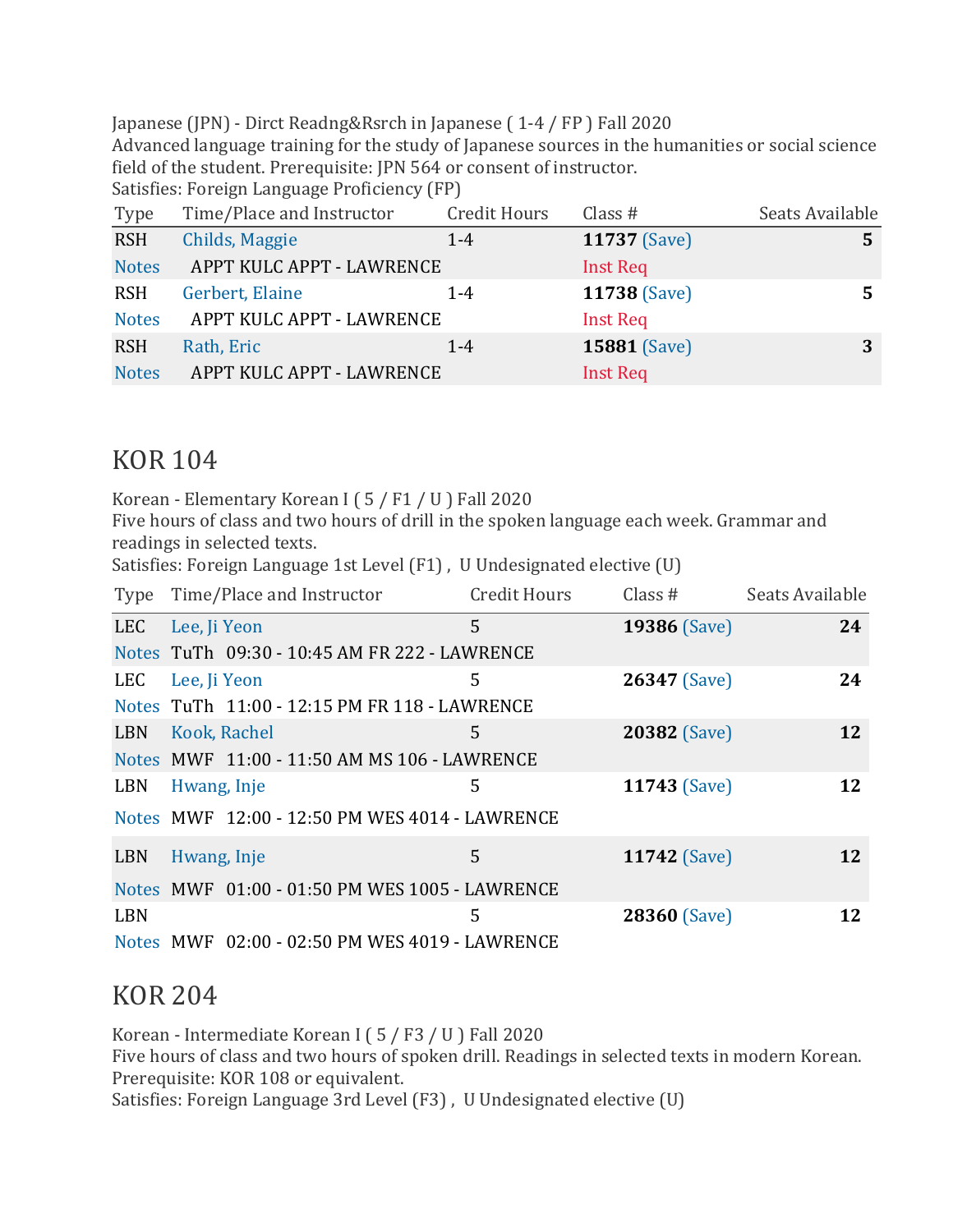Japanese (JPN) - Dirct Readng&Rsrch in Japanese ( 1-4 / FP ) Fall 2020
Advanced language training for the study of Japanese sources in the humanities or social science field of the student. Prerequisite: JPN 564 or consent of instructor.
Satisfies: Foreign Language Proficiency (FP)

| Type | Time/Place and Instructor | Credit Hours | Class # | Seats Available |
|---|---|---|---|---|
| RSH | Childs, Maggie | 1-4 | **11737** (Save) | **5** |
| Notes | APPT KULC APPT - LAWRENCE | | Inst Req | |
| RSH | Gerbert, Elaine | 1-4 | **11738** (Save) | **5** |
| Notes | APPT KULC APPT - LAWRENCE | | Inst Req | |
| RSH | Rath, Eric | 1-4 | **15881** (Save) | **3** |
| Notes | APPT KULC APPT - LAWRENCE | | Inst Req | |

# KOR 104

Korean - Elementary Korean I ( 5 / F1 / U ) Fall 2020
Five hours of class and two hours of drill in the spoken language each week. Grammar and readings in selected texts.
Satisfies: Foreign Language 1st Level (F1) , U Undesignated elective (U)

| Type | Time/Place and Instructor | Credit Hours | Class # | Seats Available |
|---|---|---|---|---|
| LEC | Lee, Ji Yeon | 5 | **19386** (Save) | **24** |
| Notes | TuTh 09:30 - 10:45 AM FR 222 - LAWRENCE | | | |
| LEC | Lee, Ji Yeon | 5 | **26347** (Save) | **24** |
| Notes | TuTh 11:00 - 12:15 PM FR 118 - LAWRENCE | | | |
| LBN | Kook, Rachel | 5 | **20382** (Save) | **12** |
| Notes | MWF 11:00 - 11:50 AM MS 106 - LAWRENCE | | | |
| LBN | Hwang, Inje | 5 | **11743** (Save) | **12** |
| Notes | MWF 12:00 - 12:50 PM WES 4014 - LAWRENCE | | | |
| LBN | Hwang, Inje | 5 | **11742** (Save) | **12** |
| Notes | MWF 01:00 - 01:50 PM WES 1005 - LAWRENCE | | | |
| LBN | | 5 | **28360** (Save) | **12** |
| Notes | MWF 02:00 - 02:50 PM WES 4019 - LAWRENCE | | | |

# KOR 204

Korean - Intermediate Korean I ( 5 / F3 / U ) Fall 2020
Five hours of class and two hours of spoken drill. Readings in selected texts in modern Korean. Prerequisite: KOR 108 or equivalent.
Satisfies: Foreign Language 3rd Level (F3) , U Undesignated elective (U)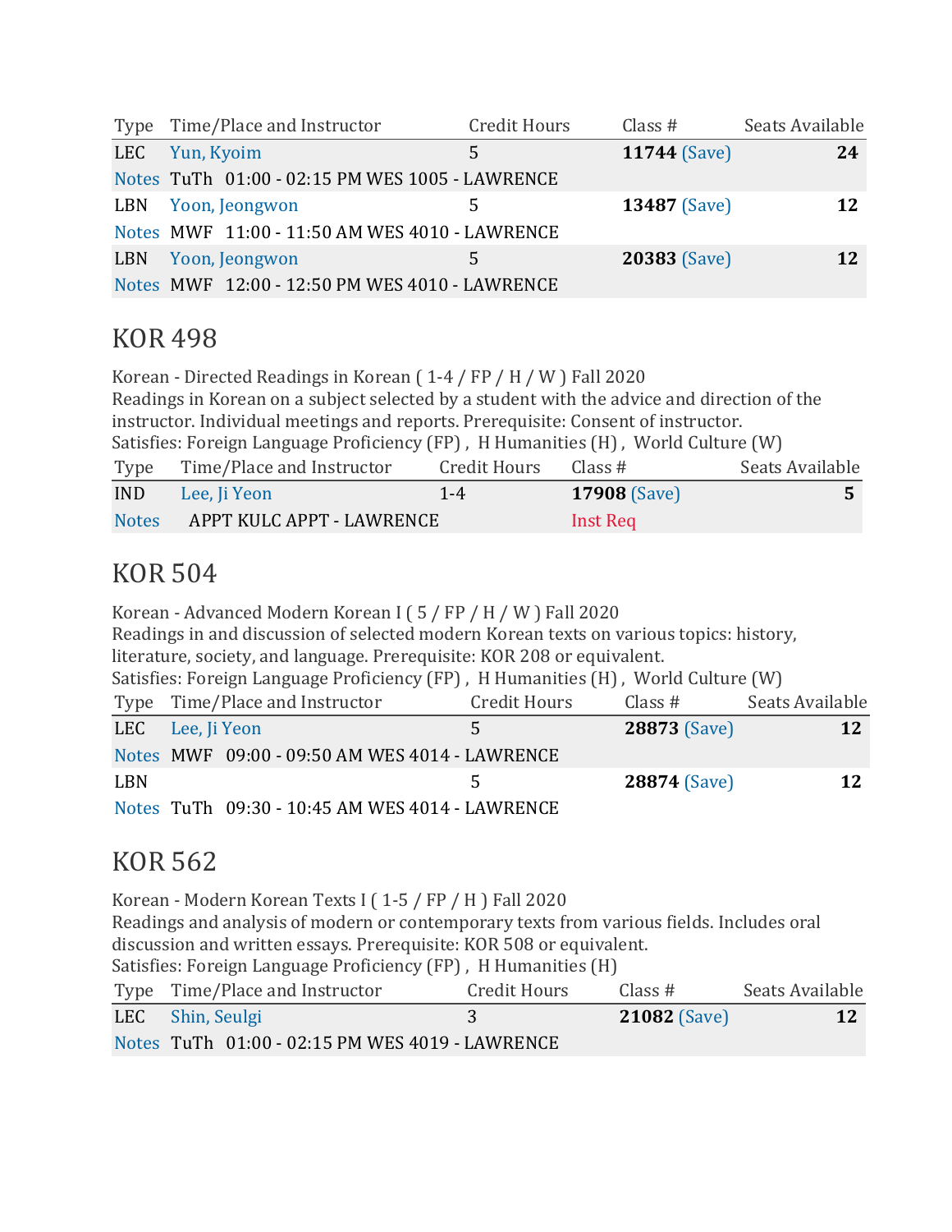| Type | Time/Place and Instructor | Credit Hours | Class # | Seats Available |
|---|---|---|---|---|
| LEC | Yun, Kyoim | 5 | **11744** (Save) | **24** |
| Notes | TuTh 01:00 - 02:15 PM WES 1005 - LAWRENCE | | | |
| LBN | Yoon, Jeongwon | 5 | **13487** (Save) | **12** |
| Notes | MWF 11:00 - 11:50 AM WES 4010 - LAWRENCE | | | |
| LBN | Yoon, Jeongwon | 5 | **20383** (Save) | **12** |
| Notes | MWF 12:00 - 12:50 PM WES 4010 - LAWRENCE | | | |

## KOR 498

Korean - Directed Readings in Korean ( 1-4 / FP / H / W ) Fall 2020
Readings in Korean on a subject selected by a student with the advice and direction of the instructor. Individual meetings and reports. Prerequisite: Consent of instructor.
Satisfies: Foreign Language Proficiency (FP) , H Humanities (H) , World Culture (W)

| Type | Time/Place and Instructor | Credit Hours | Class # | Seats Available |
|---|---|---|---|---|
| IND | Lee, Ji Yeon | 1-4 | **17908** (Save) | **5** |
| Notes | APPT KULC APPT - LAWRENCE | | Inst Req | |

## KOR 504

Korean - Advanced Modern Korean I ( 5 / FP / H / W ) Fall 2020
Readings in and discussion of selected modern Korean texts on various topics: history, literature, society, and language. Prerequisite: KOR 208 or equivalent.
Satisfies: Foreign Language Proficiency (FP) , H Humanities (H) , World Culture (W)

| Type | Time/Place and Instructor | Credit Hours | Class # | Seats Available |
|---|---|---|---|---|
| LEC | Lee, Ji Yeon | 5 | **28873** (Save) | **12** |
| Notes | MWF 09:00 - 09:50 AM WES 4014 - LAWRENCE | | | |
| LBN | | 5 | **28874** (Save) | **12** |
| Notes | TuTh 09:30 - 10:45 AM WES 4014 - LAWRENCE | | | |

## KOR 562

Korean - Modern Korean Texts I ( 1-5 / FP / H ) Fall 2020
Readings and analysis of modern or contemporary texts from various fields. Includes oral discussion and written essays. Prerequisite: KOR 508 or equivalent.
Satisfies: Foreign Language Proficiency (FP) , H Humanities (H)

| Type | Time/Place and Instructor | Credit Hours | Class # | Seats Available |
|---|---|---|---|---|
| LEC | Shin, Seulgi | 3 | **21082** (Save) | **12** |
| Notes | TuTh 01:00 - 02:15 PM WES 4019 - LAWRENCE | | | |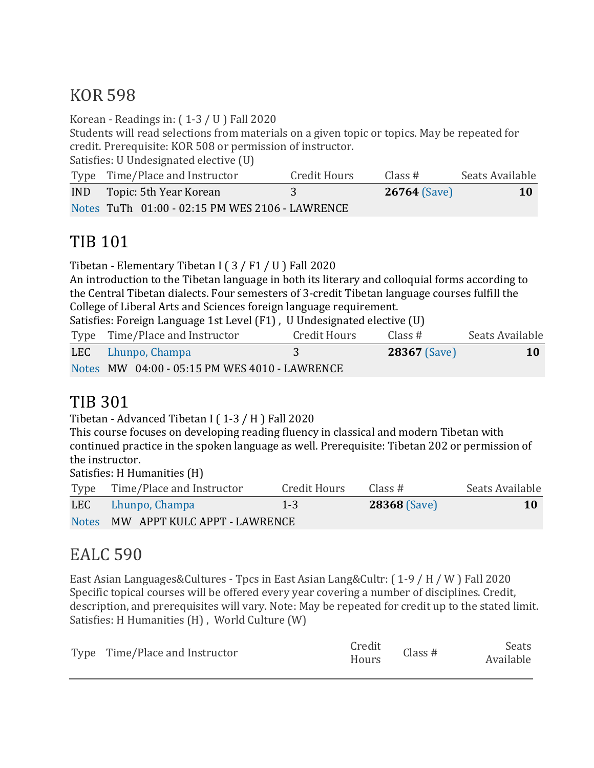## KOR 598

Korean - Readings in: ( 1-3 / U ) Fall 2020
Students will read selections from materials on a given topic or topics. May be repeated for credit. Prerequisite: KOR 508 or permission of instructor.
Satisfies: U Undesignated elective (U)

| Type | Time/Place and Instructor | Credit Hours | Class # | Seats Available |
|---|---|---|---|---|
| IND | Topic: 5th Year Korean | 3 | **26764** (Save) | **10** |
| Notes | TuTh 01:00 - 02:15 PM WES 2106 - LAWRENCE | | | |

## TIB 101

Tibetan - Elementary Tibetan I ( 3 / F1 / U ) Fall 2020
An introduction to the Tibetan language in both its literary and colloquial forms according to the Central Tibetan dialects. Four semesters of 3-credit Tibetan language courses fulfill the College of Liberal Arts and Sciences foreign language requirement.
Satisfies: Foreign Language 1st Level (F1) , U Undesignated elective (U)

| Type | Time/Place and Instructor | Credit Hours | Class # | Seats Available |
|---|---|---|---|---|
| LEC | Lhunpo, Champa | 3 | **28367** (Save) | **10** |
| Notes | MW 04:00 - 05:15 PM WES 4010 - LAWRENCE | | | |

## TIB 301

Tibetan - Advanced Tibetan I ( 1-3 / H ) Fall 2020
This course focuses on developing reading fluency in classical and modern Tibetan with continued practice in the spoken language as well. Prerequisite: Tibetan 202 or permission of the instructor.
Satisfies: H Humanities (H)

| Type | Time/Place and Instructor | Credit Hours | Class # | Seats Available |
|---|---|---|---|---|
| LEC | Lhunpo, Champa | 1-3 | **28368** (Save) | **10** |
| Notes | MW APPT KULC APPT - LAWRENCE | | | |

## EALC 590

East Asian Languages&Cultures - Tpcs in East Asian Lang&Cultr: ( 1-9 / H / W ) Fall 2020
Specific topical courses will be offered every year covering a number of disciplines. Credit, description, and prerequisites will vary. Note: May be repeated for credit up to the stated limit.
Satisfies: H Humanities (H) , World Culture (W)

| Type | Time/Place and Instructor | Credit Hours | Class # | Seats Available |
|---|---|---|---|---|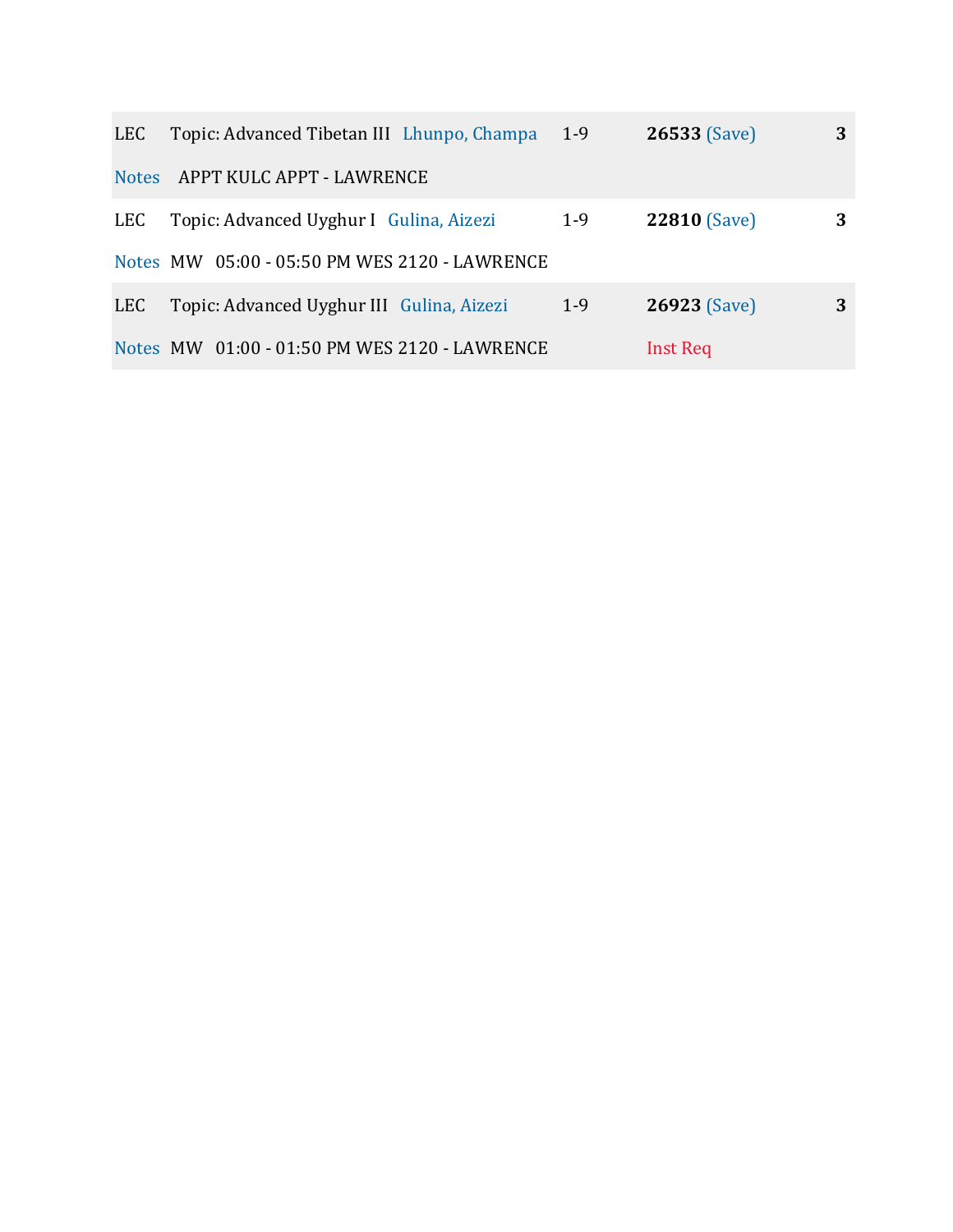| | | | | | |
|---|---|---|---|---|---|
| LEC | Topic: Advanced Tibetan III | Lhunpo, Champa | 1-9 | **26533** (Save) | **3** |
| Notes | APPT KULC APPT - LAWRENCE | | | | |
| LEC | Topic: Advanced Uyghur I | Gulina, Aizezi | 1-9 | **22810** (Save) | **3** |
| Notes | MW 05:00 - 05:50 PM WES 2120 - LAWRENCE | | | | |
| LEC | Topic: Advanced Uyghur III | Gulina, Aizezi | 1-9 | **26923** (Save) | **3** |
| Notes | MW 01:00 - 01:50 PM WES 2120 - LAWRENCE | | | Inst Req | |